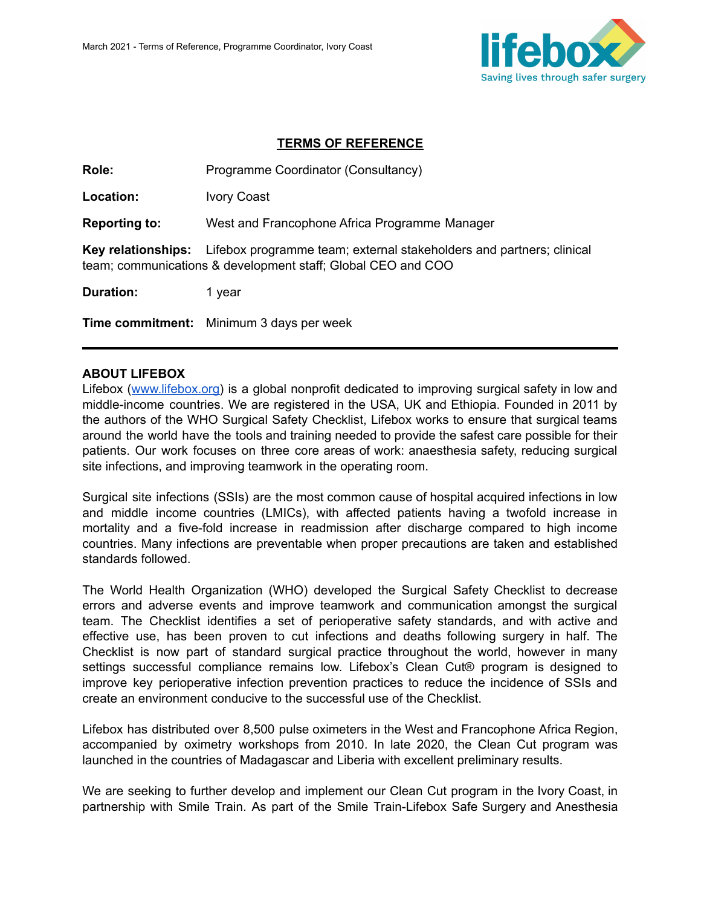# TERMS OF REFERENCE

**Role:** Programme Coordinator (Consultancy)

**Location:** Ivory Coast

**Reporting to:** West and Francophone Africa Programme Manager

**Key relationships:** Lifebox programme team; external stakeholders and partners; clinical team; communications & development staff; Global CEO and COO

**Duration:** 1 year

**Time commitment:** Minimum 3 days per week

---

## ABOUT LIFEBOX

Lifebox (www.lifebox.org) is a global nonprofit dedicated to improving surgical safety in low and middle-income countries. We are registered in the USA, UK and Ethiopia. Founded in 2011 by the authors of the WHO Surgical Safety Checklist, Lifebox works to ensure that surgical teams around the world have the tools and training needed to provide the safest care possible for their patients. Our work focuses on three core areas of work: anaesthesia safety, reducing surgical site infections, and improving teamwork in the operating room.

Surgical site infections (SSIs) are the most common cause of hospital acquired infections in low and middle income countries (LMICs), with affected patients having a twofold increase in mortality and a five-fold increase in readmission after discharge compared to high income countries. Many infections are preventable when proper precautions are taken and established standards followed.

The World Health Organization (WHO) developed the Surgical Safety Checklist to decrease errors and adverse events and improve teamwork and communication amongst the surgical team. The Checklist identifies a set of perioperative safety standards, and with active and effective use, has been proven to cut infections and deaths following surgery in half. The Checklist is now part of standard surgical practice throughout the world, however in many settings successful compliance remains low. Lifebox's Clean Cut® program is designed to improve key perioperative infection prevention practices to reduce the incidence of SSIs and create an environment conducive to the successful use of the Checklist.

Lifebox has distributed over 8,500 pulse oximeters in the West and Francophone Africa Region, accompanied by oximetry workshops from 2010. In late 2020, the Clean Cut program was launched in the countries of Madagascar and Liberia with excellent preliminary results.

We are seeking to further develop and implement our Clean Cut program in the Ivory Coast, in partnership with Smile Train. As part of the Smile Train-Lifebox Safe Surgery and Anesthesia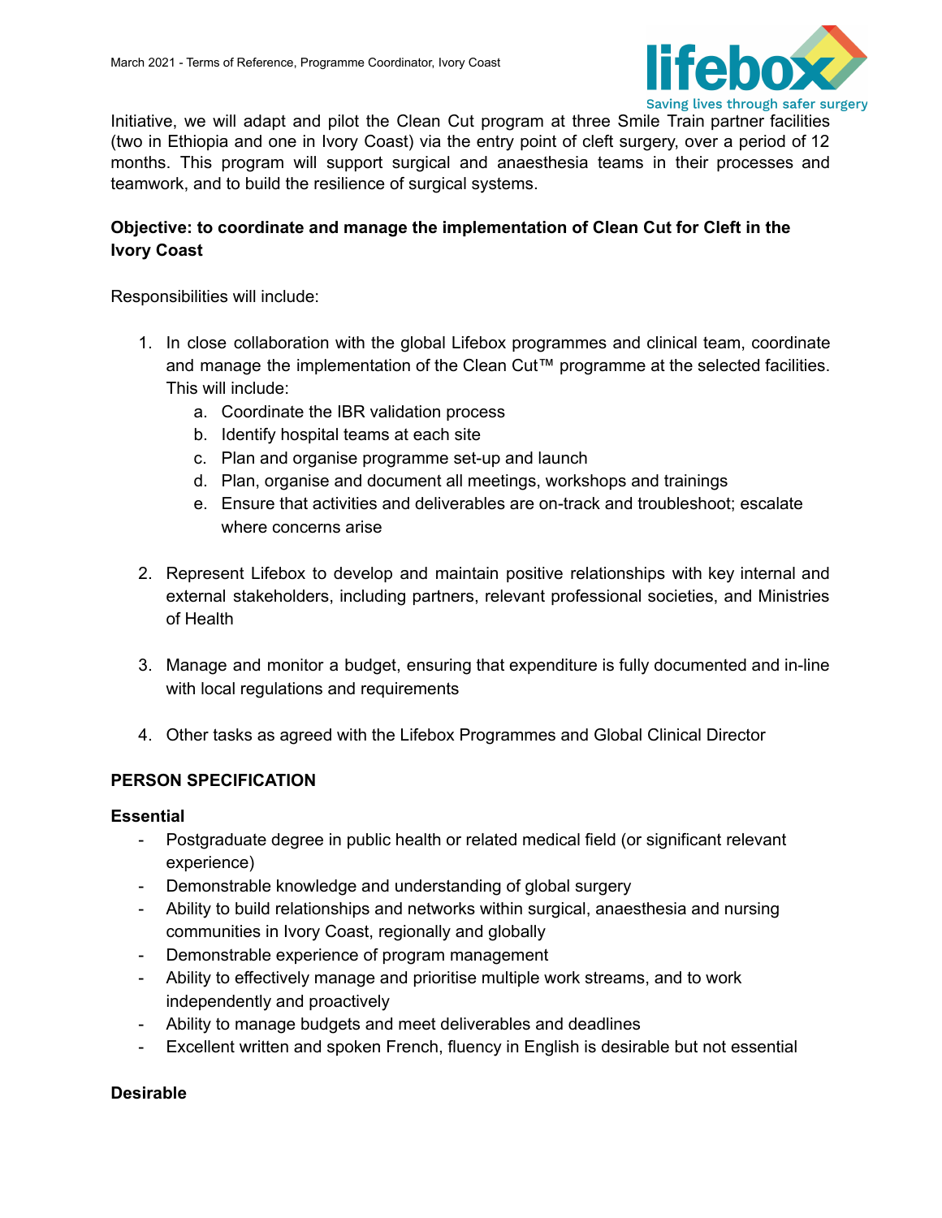Initiative, we will adapt and pilot the Clean Cut program at three Smile Train partner facilities (two in Ethiopia and one in Ivory Coast) via the entry point of cleft surgery, over a period of 12 months. This program will support surgical and anaesthesia teams in their processes and teamwork, and to build the resilience of surgical systems.

**Objective: to coordinate and manage the implementation of Clean Cut for Cleft in the Ivory Coast**

Responsibilities will include:

1. In close collaboration with the global Lifebox programmes and clinical team, coordinate and manage the implementation of the Clean Cut™ programme at the selected facilities. This will include:
   a. Coordinate the IBR validation process
   b. Identify hospital teams at each site
   c. Plan and organise programme set-up and launch
   d. Plan, organise and document all meetings, workshops and trainings
   e. Ensure that activities and deliverables are on-track and troubleshoot; escalate where concerns arise

2. Represent Lifebox to develop and maintain positive relationships with key internal and external stakeholders, including partners, relevant professional societies, and Ministries of Health

3. Manage and monitor a budget, ensuring that expenditure is fully documented and in-line with local regulations and requirements

4. Other tasks as agreed with the Lifebox Programmes and Global Clinical Director

## PERSON SPECIFICATION

### Essential

- Postgraduate degree in public health or related medical field (or significant relevant experience)
- Demonstrable knowledge and understanding of global surgery
- Ability to build relationships and networks within surgical, anaesthesia and nursing communities in Ivory Coast, regionally and globally
- Demonstrable experience of program management
- Ability to effectively manage and prioritise multiple work streams, and to work independently and proactively
- Ability to manage budgets and meet deliverables and deadlines
- Excellent written and spoken French, fluency in English is desirable but not essential

### Desirable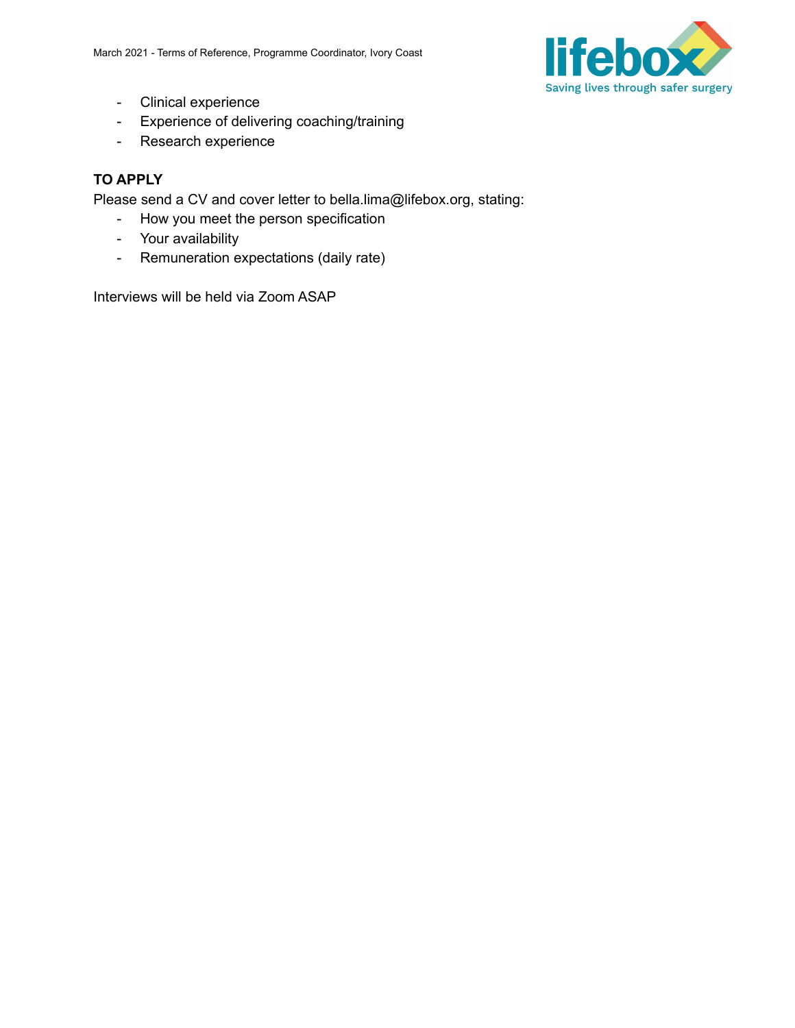- Clinical experience
- Experience of delivering coaching/training
- Research experience

**TO APPLY**

Please send a CV and cover letter to bella.lima@lifebox.org, stating:

- How you meet the person specification
- Your availability
- Remuneration expectations (daily rate)

Interviews will be held via Zoom ASAP